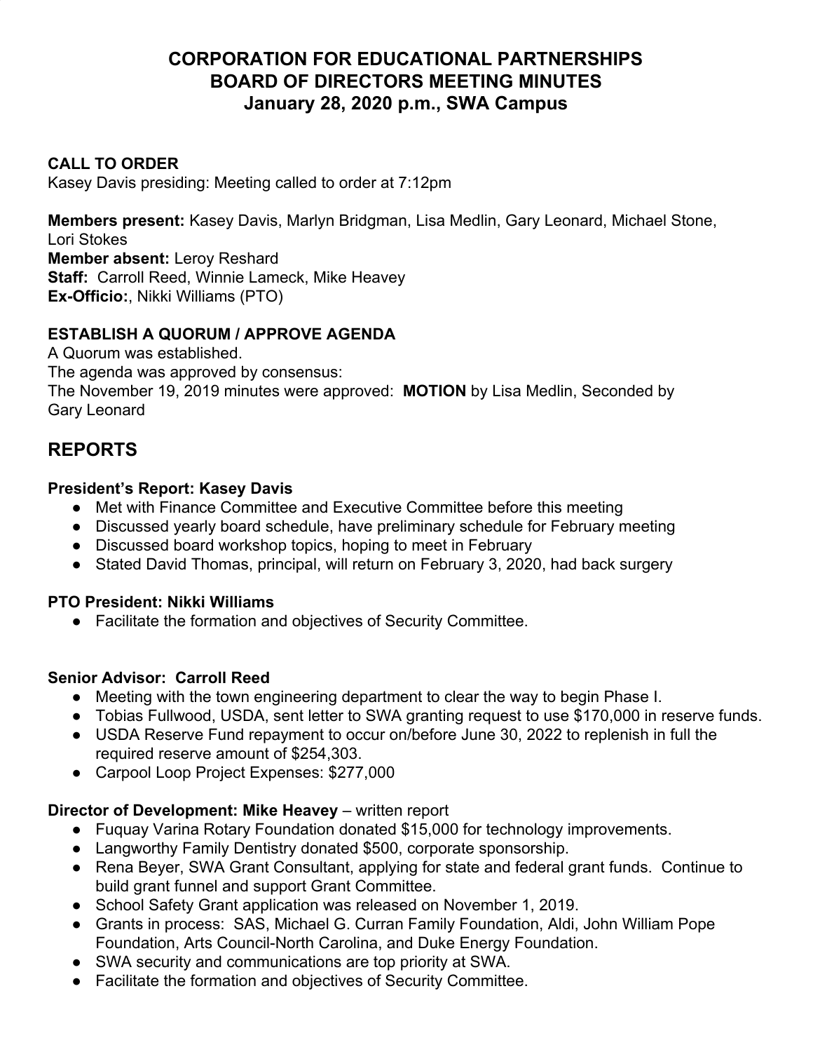# CORPORATION FOR EDUCATIONAL PARTNERSHIPS
# BOARD OF DIRECTORS MEETING MINUTES
# January 28, 2020 p.m., SWA Campus

**CALL TO ORDER**
Kasey Davis presiding: Meeting called to order at 7:12pm

**Members present:** Kasey Davis, Marlyn Bridgman, Lisa Medlin, Gary Leonard, Michael Stone, Lori Stokes
**Member absent:** Leroy Reshard
**Staff:** Carroll Reed, Winnie Lameck, Mike Heavey
**Ex-Officio:**, Nikki Williams (PTO)

**ESTABLISH A QUORUM / APPROVE AGENDA**
A Quorum was established.
The agenda was approved by consensus:
The November 19, 2019 minutes were approved: **MOTION** by Lisa Medlin, Seconded by Gary Leonard

## REPORTS

**President's Report: Kasey Davis**

- Met with Finance Committee and Executive Committee before this meeting
- Discussed yearly board schedule, have preliminary schedule for February meeting
- Discussed board workshop topics, hoping to meet in February
- Stated David Thomas, principal, will return on February 3, 2020, had back surgery

**PTO President: Nikki Williams**

- Facilitate the formation and objectives of Security Committee.

**Senior Advisor: Carroll Reed**

- Meeting with the town engineering department to clear the way to begin Phase I.
- Tobias Fullwood, USDA, sent letter to SWA granting request to use $170,000 in reserve funds.
- USDA Reserve Fund repayment to occur on/before June 30, 2022 to replenish in full the required reserve amount of $254,303.
- Carpool Loop Project Expenses: $277,000

**Director of Development: Mike Heavey** – written report

- Fuquay Varina Rotary Foundation donated $15,000 for technology improvements.
- Langworthy Family Dentistry donated $500, corporate sponsorship.
- Rena Beyer, SWA Grant Consultant, applying for state and federal grant funds. Continue to build grant funnel and support Grant Committee.
- School Safety Grant application was released on November 1, 2019.
- Grants in process: SAS, Michael G. Curran Family Foundation, Aldi, John William Pope Foundation, Arts Council-North Carolina, and Duke Energy Foundation.
- SWA security and communications are top priority at SWA.
- Facilitate the formation and objectives of Security Committee.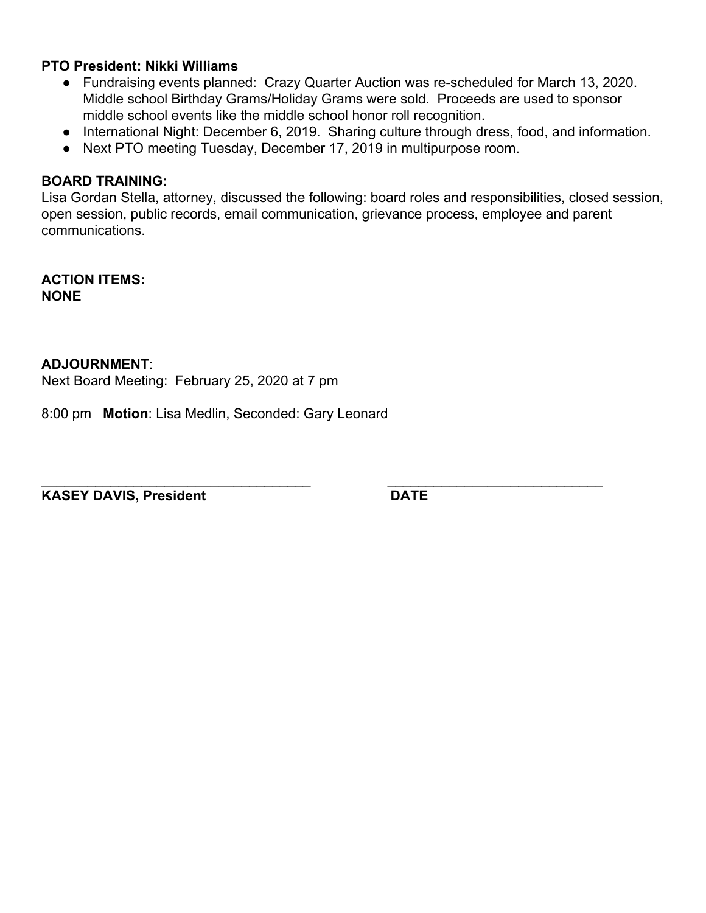**PTO President: Nikki Williams**

- Fundraising events planned: Crazy Quarter Auction was re-scheduled for March 13, 2020. Middle school Birthday Grams/Holiday Grams were sold. Proceeds are used to sponsor middle school events like the middle school honor roll recognition.
- International Night: December 6, 2019. Sharing culture through dress, food, and information.
- Next PTO meeting Tuesday, December 17, 2019 in multipurpose room.

**BOARD TRAINING:**

Lisa Gordan Stella, attorney, discussed the following: board roles and responsibilities, closed session, open session, public records, email communication, grievance process, employee and parent communications.

**ACTION ITEMS:**
**NONE**

**ADJOURNMENT**:

Next Board Meeting: February 25, 2020 at 7 pm

8:00 pm **Motion**: Lisa Medlin, Seconded: Gary Leonard

_______________________________________ _______________________________

**KASEY DAVIS, President** **DATE**